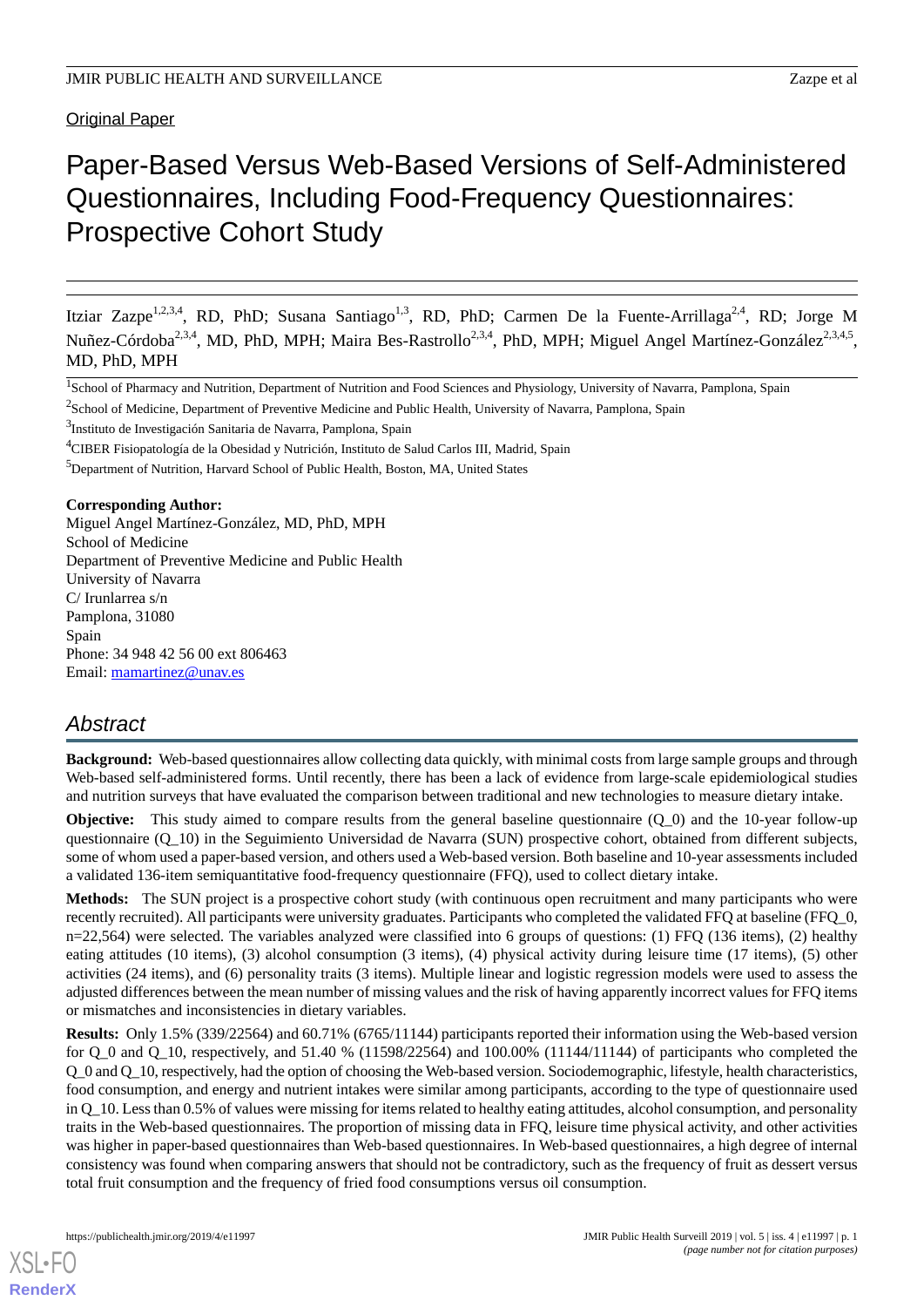Original Paper

# Paper-Based Versus Web-Based Versions of Self-Administered Questionnaires, Including Food-Frequency Questionnaires: Prospective Cohort Study

Itziar Zazpe[1,2,3,4], RD, PhD; Susana Santiago[1,3], RD, PhD; Carmen De la Fuente-Arrillaga[2,4], RD; Jorge M Nuñez-Córdoba[2,3,4], MD, PhD, MPH; Maira Bes-Rastrollo[2,3,4], PhD, MPH; Miguel Angel Martínez-González[2,3,4,5], MD, PhD, MPH

[1]School of Pharmacy and Nutrition, Department of Nutrition and Food Sciences and Physiology, University of Navarra, Pamplona, Spain

[2]School of Medicine, Department of Preventive Medicine and Public Health, University of Navarra, Pamplona, Spain

[3]Instituto de Investigación Sanitaria de Navarra, Pamplona, Spain

[4]CIBER Fisiopatología de la Obesidad y Nutrición, Instituto de Salud Carlos III, Madrid, Spain

[5]Department of Nutrition, Harvard School of Public Health, Boston, MA, United States

**Corresponding Author:**
Miguel Angel Martínez-González, MD, PhD, MPH
School of Medicine
Department of Preventive Medicine and Public Health
University of Navarra
C/ Irunlarrea s/n
Pamplona, 31080
Spain
Phone: 34 948 42 56 00 ext 806463
Email: mamartinez@unav.es

## Abstract

**Background:** Web-based questionnaires allow collecting data quickly, with minimal costs from large sample groups and through Web-based self-administered forms. Until recently, there has been a lack of evidence from large-scale epidemiological studies and nutrition surveys that have evaluated the comparison between traditional and new technologies to measure dietary intake.

**Objective:** This study aimed to compare results from the general baseline questionnaire (Q_0) and the 10-year follow-up questionnaire (Q_10) in the Seguimiento Universidad de Navarra (SUN) prospective cohort, obtained from different subjects, some of whom used a paper-based version, and others used a Web-based version. Both baseline and 10-year assessments included a validated 136-item semiquantitative food-frequency questionnaire (FFQ), used to collect dietary intake.

**Methods:** The SUN project is a prospective cohort study (with continuous open recruitment and many participants who were recently recruited). All participants were university graduates. Participants who completed the validated FFQ at baseline (FFQ_0, n=22,564) were selected. The variables analyzed were classified into 6 groups of questions: (1) FFQ (136 items), (2) healthy eating attitudes (10 items), (3) alcohol consumption (3 items), (4) physical activity during leisure time (17 items), (5) other activities (24 items), and (6) personality traits (3 items). Multiple linear and logistic regression models were used to assess the adjusted differences between the mean number of missing values and the risk of having apparently incorrect values for FFQ items or mismatches and inconsistencies in dietary variables.

**Results:** Only 1.5% (339/22564) and 60.71% (6765/11144) participants reported their information using the Web-based version for Q_0 and Q_10, respectively, and 51.40 % (11598/22564) and 100.00% (11144/11144) of participants who completed the Q_0 and Q_10, respectively, had the option of choosing the Web-based version. Sociodemographic, lifestyle, health characteristics, food consumption, and energy and nutrient intakes were similar among participants, according to the type of questionnaire used in Q_10. Less than 0.5% of values were missing for items related to healthy eating attitudes, alcohol consumption, and personality traits in the Web-based questionnaires. The proportion of missing data in FFQ, leisure time physical activity, and other activities was higher in paper-based questionnaires than Web-based questionnaires. In Web-based questionnaires, a high degree of internal consistency was found when comparing answers that should not be contradictory, such as the frequency of fruit as dessert versus total fruit consumption and the frequency of fried food consumptions versus oil consumption.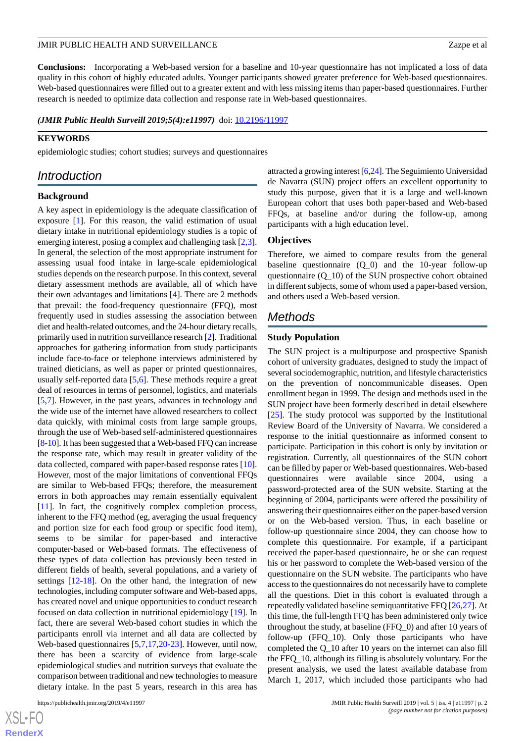**Conclusions:** Incorporating a Web-based version for a baseline and 10-year questionnaire has not implicated a loss of data quality in this cohort of highly educated adults. Younger participants showed greater preference for Web-based questionnaires. Web-based questionnaires were filled out to a greater extent and with less missing items than paper-based questionnaires. Further research is needed to optimize data collection and response rate in Web-based questionnaires.

*(JMIR Public Health Surveill 2019;5(4):e11997)* doi: 10.2196/11997

**KEYWORDS**

epidemiologic studies; cohort studies; surveys and questionnaires

## Introduction

### Background

A key aspect in epidemiology is the adequate classification of exposure [1]. For this reason, the valid estimation of usual dietary intake in nutritional epidemiology studies is a topic of emerging interest, posing a complex and challenging task [2,3]. In general, the selection of the most appropriate instrument for assessing usual food intake in large-scale epidemiological studies depends on the research purpose. In this context, several dietary assessment methods are available, all of which have their own advantages and limitations [4]. There are 2 methods that prevail: the food-frequency questionnaire (FFQ), most frequently used in studies assessing the association between diet and health-related outcomes, and the 24-hour dietary recalls, primarily used in nutrition surveillance research [2]. Traditional approaches for gathering information from study participants include face-to-face or telephone interviews administered by trained dieticians, as well as paper or printed questionnaires, usually self-reported data [5,6]. These methods require a great deal of resources in terms of personnel, logistics, and materials [5,7]. However, in the past years, advances in technology and the wide use of the internet have allowed researchers to collect data quickly, with minimal costs from large sample groups, through the use of Web-based self-administered questionnaires [8-10]. It has been suggested that a Web-based FFQ can increase the response rate, which may result in greater validity of the data collected, compared with paper-based response rates [10]. However, most of the major limitations of conventional FFQs are similar to Web-based FFQs; therefore, the measurement errors in both approaches may remain essentially equivalent [11]. In fact, the cognitively complex completion process, inherent to the FFQ method (eg, averaging the usual frequency and portion size for each food group or specific food item), seems to be similar for paper-based and interactive computer-based or Web-based formats. The effectiveness of these types of data collection has previously been tested in different fields of health, several populations, and a variety of settings [12-18]. On the other hand, the integration of new technologies, including computer software and Web-based apps, has created novel and unique opportunities to conduct research focused on data collection in nutritional epidemiology [19]. In fact, there are several Web-based cohort studies in which the participants enroll via internet and all data are collected by Web-based questionnaires [5,7,17,20-23]. However, until now, there has been a scarcity of evidence from large-scale epidemiological studies and nutrition surveys that evaluate the comparison between traditional and new technologies to measure dietary intake. In the past 5 years, research in this area has attracted a growing interest [6,24]. The Seguimiento Universidad de Navarra (SUN) project offers an excellent opportunity to study this purpose, given that it is a large and well-known European cohort that uses both paper-based and Web-based FFQs, at baseline and/or during the follow-up, among participants with a high education level.

### Objectives

Therefore, we aimed to compare results from the general baseline questionnaire (Q_0) and the 10-year follow-up questionnaire (Q_10) of the SUN prospective cohort obtained in different subjects, some of whom used a paper-based version, and others used a Web-based version.

## Methods

### Study Population

The SUN project is a multipurpose and prospective Spanish cohort of university graduates, designed to study the impact of several sociodemographic, nutrition, and lifestyle characteristics on the prevention of noncommunicable diseases. Open enrollment began in 1999. The design and methods used in the SUN project have been formerly described in detail elsewhere [25]. The study protocol was supported by the Institutional Review Board of the University of Navarra. We considered a response to the initial questionnaire as informed consent to participate. Participation in this cohort is only by invitation or registration. Currently, all questionnaires of the SUN cohort can be filled by paper or Web-based questionnaires. Web-based questionnaires were available since 2004, using a password-protected area of the SUN website. Starting at the beginning of 2004, participants were offered the possibility of answering their questionnaires either on the paper-based version or on the Web-based version. Thus, in each baseline or follow-up questionnaire since 2004, they can choose how to complete this questionnaire. For example, if a participant received the paper-based questionnaire, he or she can request his or her password to complete the Web-based version of the questionnaire on the SUN website. The participants who have access to the questionnaires do not necessarily have to complete all the questions. Diet in this cohort is evaluated through a repeatedly validated baseline semiquantitative FFQ [26,27]. At this time, the full-length FFQ has been administered only twice throughout the study, at baseline (FFQ_0) and after 10 years of follow-up (FFQ_10). Only those participants who have completed the Q_10 after 10 years on the internet can also fill the FFQ_10, although its filling is absolutely voluntary. For the present analysis, we used the latest available database from March 1, 2017, which included those participants who had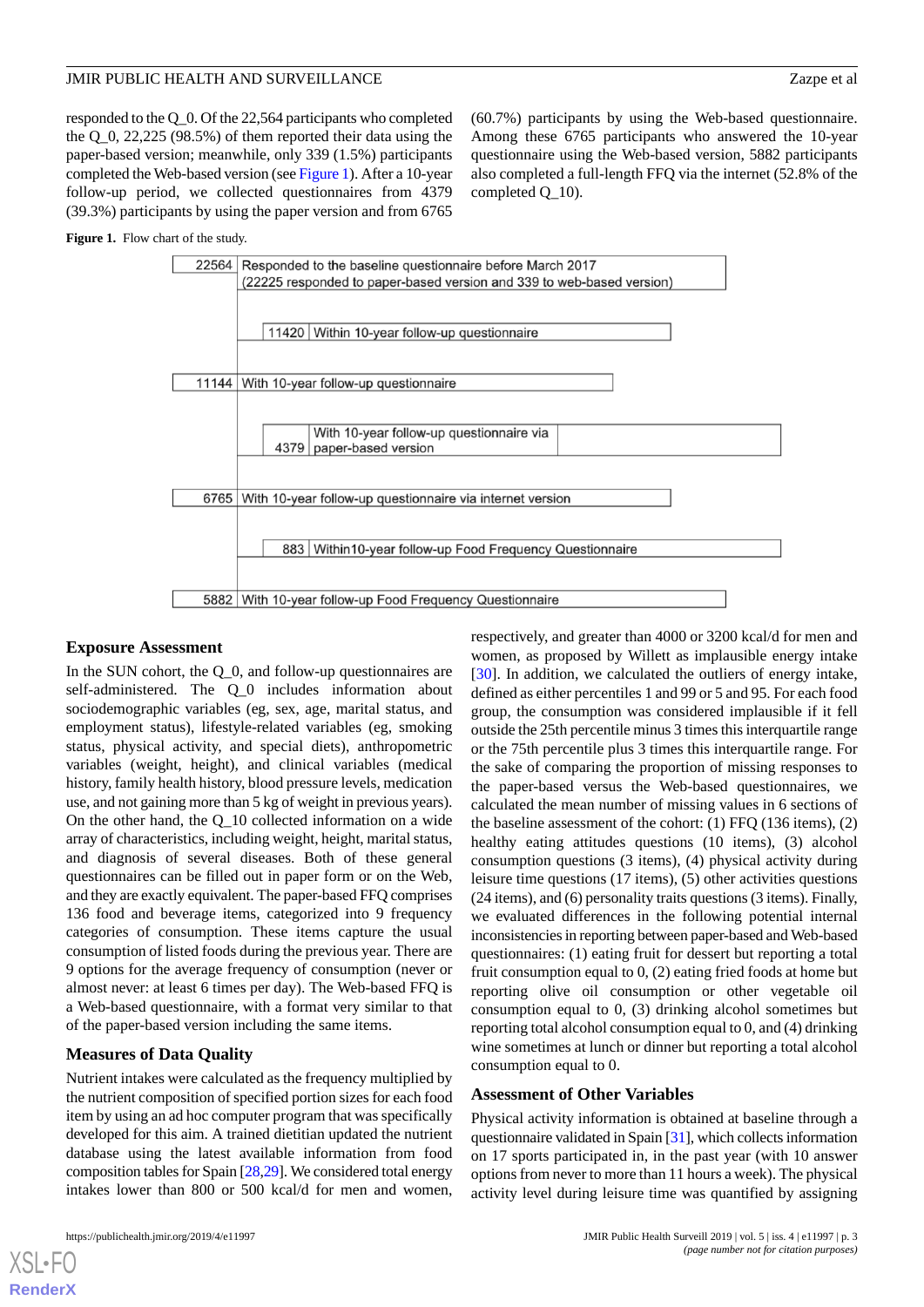responded to the Q_0. Of the 22,564 participants who completed the Q_0, 22,225 (98.5%) of them reported their data using the paper-based version; meanwhile, only 339 (1.5%) participants completed the Web-based version (see Figure 1). After a 10-year follow-up period, we collected questionnaires from 4379 (39.3%) participants by using the paper version and from 6765 (60.7%) participants by using the Web-based questionnaire. Among these 6765 participants who answered the 10-year questionnaire using the Web-based version, 5882 participants also completed a full-length FFQ via the internet (52.8% of the completed Q_10).

**Figure 1.** Flow chart of the study.

| | |
|---|---|
| 22564 | Responded to the baseline questionnaire before March 2017 (22225 responded to paper-based version and 339 to web-based version) |
| 11420 | Within 10-year follow-up questionnaire |
| 11144 | With 10-year follow-up questionnaire |
| 4379 | With 10-year follow-up questionnaire via paper-based version |
| 6765 | With 10-year follow-up questionnaire via internet version |
| 883 | Within10-year follow-up Food Frequency Questionnaire |
| 5882 | With 10-year follow-up Food Frequency Questionnaire |

## Exposure Assessment

In the SUN cohort, the Q_0, and follow-up questionnaires are self-administered. The Q_0 includes information about sociodemographic variables (eg, sex, age, marital status, and employment status), lifestyle-related variables (eg, smoking status, physical activity, and special diets), anthropometric variables (weight, height), and clinical variables (medical history, family health history, blood pressure levels, medication use, and not gaining more than 5 kg of weight in previous years). On the other hand, the Q_10 collected information on a wide array of characteristics, including weight, height, marital status, and diagnosis of several diseases. Both of these general questionnaires can be filled out in paper form or on the Web, and they are exactly equivalent. The paper-based FFQ comprises 136 food and beverage items, categorized into 9 frequency categories of consumption. These items capture the usual consumption of listed foods during the previous year. There are 9 options for the average frequency of consumption (never or almost never: at least 6 times per day). The Web-based FFQ is a Web-based questionnaire, with a format very similar to that of the paper-based version including the same items.

## Measures of Data Quality

Nutrient intakes were calculated as the frequency multiplied by the nutrient composition of specified portion sizes for each food item by using an ad hoc computer program that was specifically developed for this aim. A trained dietitian updated the nutrient database using the latest available information from food composition tables for Spain [28,29]. We considered total energy intakes lower than 800 or 500 kcal/d for men and women, respectively, and greater than 4000 or 3200 kcal/d for men and women, as proposed by Willett as implausible energy intake [30]. In addition, we calculated the outliers of energy intake, defined as either percentiles 1 and 99 or 5 and 95. For each food group, the consumption was considered implausible if it fell outside the 25th percentile minus 3 times this interquartile range or the 75th percentile plus 3 times this interquartile range. For the sake of comparing the proportion of missing responses to the paper-based versus the Web-based questionnaires, we calculated the mean number of missing values in 6 sections of the baseline assessment of the cohort: (1) FFQ (136 items), (2) healthy eating attitudes questions (10 items), (3) alcohol consumption questions (3 items), (4) physical activity during leisure time questions (17 items), (5) other activities questions (24 items), and (6) personality traits questions (3 items). Finally, we evaluated differences in the following potential internal inconsistencies in reporting between paper-based and Web-based questionnaires: (1) eating fruit for dessert but reporting a total fruit consumption equal to 0, (2) eating fried foods at home but reporting olive oil consumption or other vegetable oil consumption equal to 0, (3) drinking alcohol sometimes but reporting total alcohol consumption equal to 0, and (4) drinking wine sometimes at lunch or dinner but reporting a total alcohol consumption equal to 0.

## Assessment of Other Variables

Physical activity information is obtained at baseline through a questionnaire validated in Spain [31], which collects information on 17 sports participated in, in the past year (with 10 answer options from never to more than 11 hours a week). The physical activity level during leisure time was quantified by assigning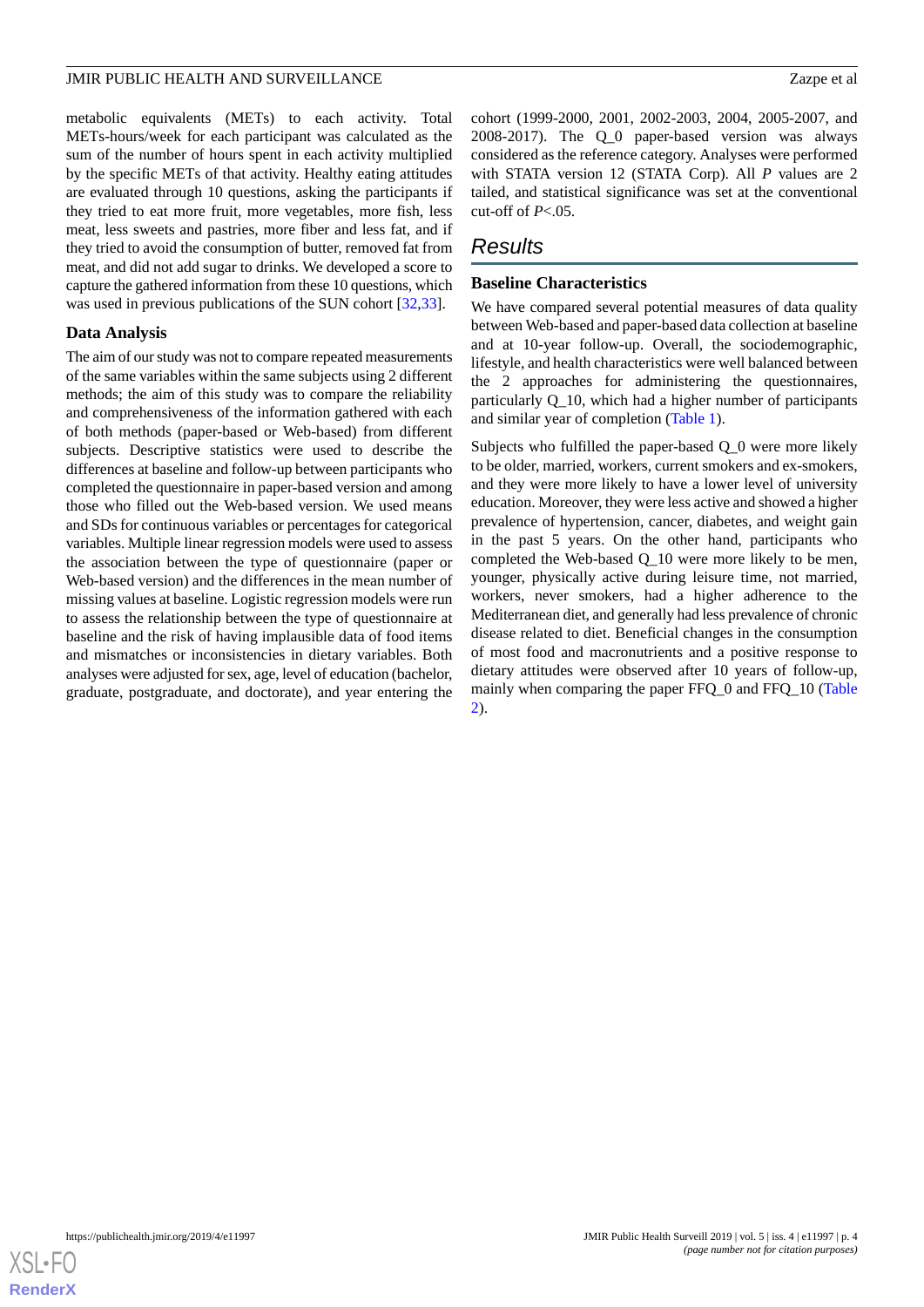metabolic equivalents (METs) to each activity. Total METs-hours/week for each participant was calculated as the sum of the number of hours spent in each activity multiplied by the specific METs of that activity. Healthy eating attitudes are evaluated through 10 questions, asking the participants if they tried to eat more fruit, more vegetables, more fish, less meat, less sweets and pastries, more fiber and less fat, and if they tried to avoid the consumption of butter, removed fat from meat, and did not add sugar to drinks. We developed a score to capture the gathered information from these 10 questions, which was used in previous publications of the SUN cohort [32,33].

### Data Analysis

The aim of our study was not to compare repeated measurements of the same variables within the same subjects using 2 different methods; the aim of this study was to compare the reliability and comprehensiveness of the information gathered with each of both methods (paper-based or Web-based) from different subjects. Descriptive statistics were used to describe the differences at baseline and follow-up between participants who completed the questionnaire in paper-based version and among those who filled out the Web-based version. We used means and SDs for continuous variables or percentages for categorical variables. Multiple linear regression models were used to assess the association between the type of questionnaire (paper or Web-based version) and the differences in the mean number of missing values at baseline. Logistic regression models were run to assess the relationship between the type of questionnaire at baseline and the risk of having implausible data of food items and mismatches or inconsistencies in dietary variables. Both analyses were adjusted for sex, age, level of education (bachelor, graduate, postgraduate, and doctorate), and year entering the cohort (1999-2000, 2001, 2002-2003, 2004, 2005-2007, and 2008-2017). The Q_0 paper-based version was always considered as the reference category. Analyses were performed with STATA version 12 (STATA Corp). All *P* values are 2 tailed, and statistical significance was set at the conventional cut-off of $P<.05$.

## Results

### Baseline Characteristics

We have compared several potential measures of data quality between Web-based and paper-based data collection at baseline and at 10-year follow-up. Overall, the sociodemographic, lifestyle, and health characteristics were well balanced between the 2 approaches for administering the questionnaires, particularly Q_10, which had a higher number of participants and similar year of completion (Table 1).

Subjects who fulfilled the paper-based Q_0 were more likely to be older, married, workers, current smokers and ex-smokers, and they were more likely to have a lower level of university education. Moreover, they were less active and showed a higher prevalence of hypertension, cancer, diabetes, and weight gain in the past 5 years. On the other hand, participants who completed the Web-based Q_10 were more likely to be men, younger, physically active during leisure time, not married, workers, never smokers, had a higher adherence to the Mediterranean diet, and generally had less prevalence of chronic disease related to diet. Beneficial changes in the consumption of most food and macronutrients and a positive response to dietary attitudes were observed after 10 years of follow-up, mainly when comparing the paper FFQ_0 and FFQ_10 (Table 2).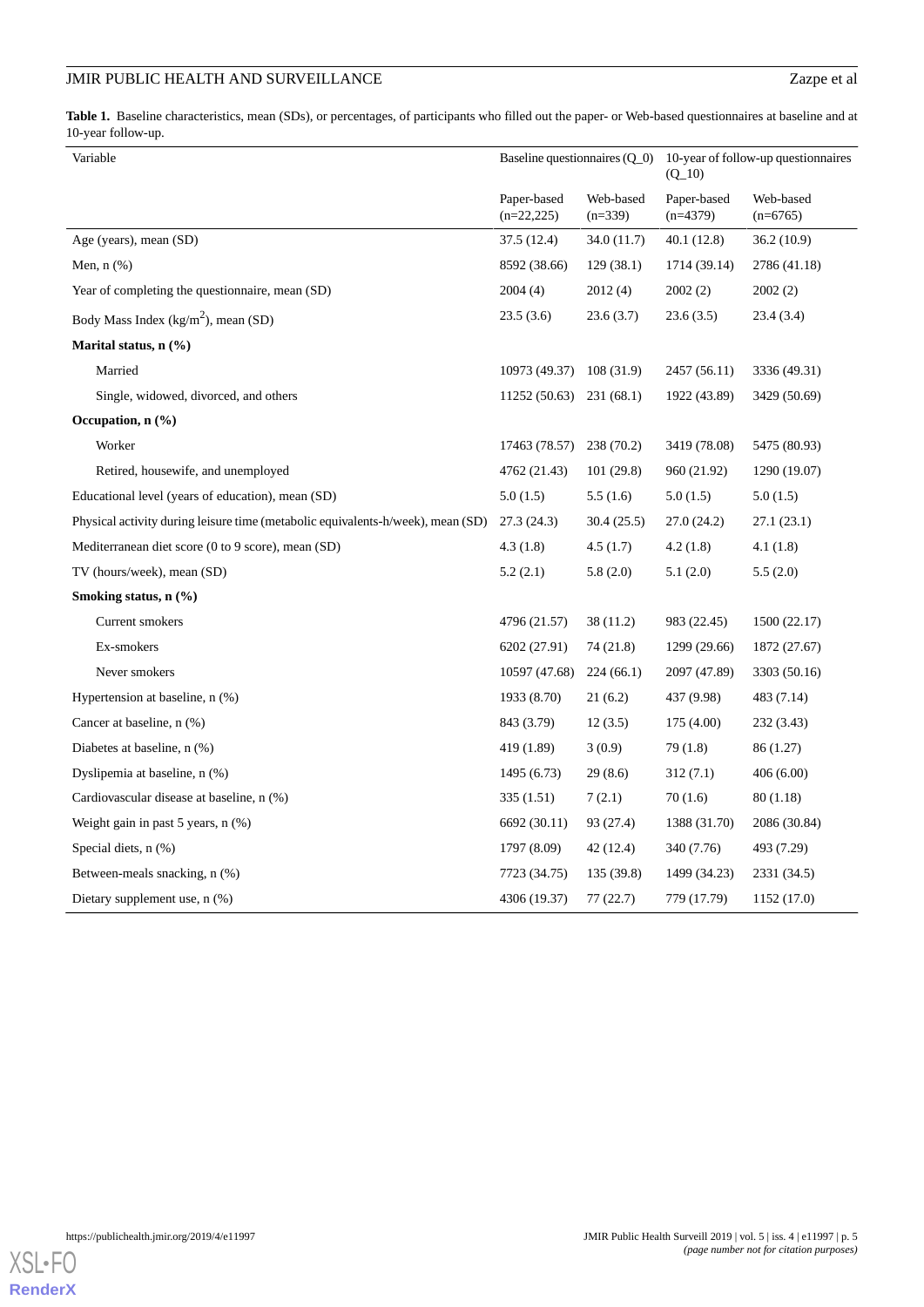**Table 1.** Baseline characteristics, mean (SDs), or percentages, of participants who filled out the paper- or Web-based questionnaires at baseline and at 10-year follow-up.

| Variable | Baseline questionnaires (Q_0) | | 10-year of follow-up questionnaires (Q_10) | |
|---|---|---|---|---|
| | Paper-based (n=22,225) | Web-based (n=339) | Paper-based (n=4379) | Web-based (n=6765) |
| Age (years), mean (SD) | 37.5 (12.4) | 34.0 (11.7) | 40.1 (12.8) | 36.2 (10.9) |
| Men, n (%) | 8592 (38.66) | 129 (38.1) | 1714 (39.14) | 2786 (41.18) |
| Year of completing the questionnaire, mean (SD) | 2004 (4) | 2012 (4) | 2002 (2) | 2002 (2) |
| Body Mass Index (kg/m$^2$), mean (SD) | 23.5 (3.6) | 23.6 (3.7) | 23.6 (3.5) | 23.4 (3.4) |
| **Marital status, n (%)** | | | | |
| Married | 10973 (49.37) | 108 (31.9) | 2457 (56.11) | 3336 (49.31) |
| Single, widowed, divorced, and others | 11252 (50.63) | 231 (68.1) | 1922 (43.89) | 3429 (50.69) |
| **Occupation, n (%)** | | | | |
| Worker | 17463 (78.57) | 238 (70.2) | 3419 (78.08) | 5475 (80.93) |
| Retired, housewife, and unemployed | 4762 (21.43) | 101 (29.8) | 960 (21.92) | 1290 (19.07) |
| Educational level (years of education), mean (SD) | 5.0 (1.5) | 5.5 (1.6) | 5.0 (1.5) | 5.0 (1.5) |
| Physical activity during leisure time (metabolic equivalents-h/week), mean (SD) | 27.3 (24.3) | 30.4 (25.5) | 27.0 (24.2) | 27.1 (23.1) |
| Mediterranean diet score (0 to 9 score), mean (SD) | 4.3 (1.8) | 4.5 (1.7) | 4.2 (1.8) | 4.1 (1.8) |
| TV (hours/week), mean (SD) | 5.2 (2.1) | 5.8 (2.0) | 5.1 (2.0) | 5.5 (2.0) |
| **Smoking status, n (%)** | | | | |
| Current smokers | 4796 (21.57) | 38 (11.2) | 983 (22.45) | 1500 (22.17) |
| Ex-smokers | 6202 (27.91) | 74 (21.8) | 1299 (29.66) | 1872 (27.67) |
| Never smokers | 10597 (47.68) | 224 (66.1) | 2097 (47.89) | 3303 (50.16) |
| Hypertension at baseline, n (%) | 1933 (8.70) | 21 (6.2) | 437 (9.98) | 483 (7.14) |
| Cancer at baseline, n (%) | 843 (3.79) | 12 (3.5) | 175 (4.00) | 232 (3.43) |
| Diabetes at baseline, n (%) | 419 (1.89) | 3 (0.9) | 79 (1.8) | 86 (1.27) |
| Dyslipemia at baseline, n (%) | 1495 (6.73) | 29 (8.6) | 312 (7.1) | 406 (6.00) |
| Cardiovascular disease at baseline, n (%) | 335 (1.51) | 7 (2.1) | 70 (1.6) | 80 (1.18) |
| Weight gain in past 5 years, n (%) | 6692 (30.11) | 93 (27.4) | 1388 (31.70) | 2086 (30.84) |
| Special diets, n (%) | 1797 (8.09) | 42 (12.4) | 340 (7.76) | 493 (7.29) |
| Between-meals snacking, n (%) | 7723 (34.75) | 135 (39.8) | 1499 (34.23) | 2331 (34.5) |
| Dietary supplement use, n (%) | 4306 (19.37) | 77 (22.7) | 779 (17.79) | 1152 (17.0) |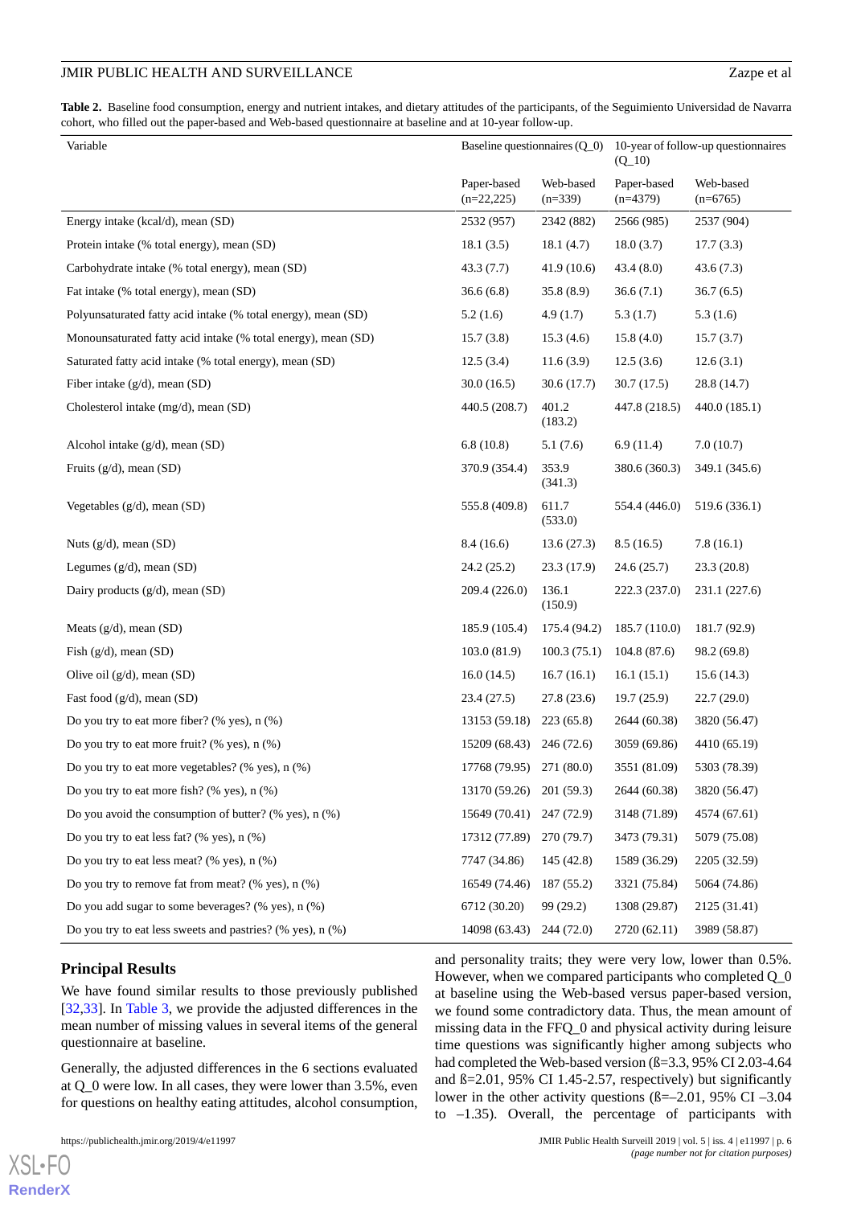**Table 2.** Baseline food consumption, energy and nutrient intakes, and dietary attitudes of the participants, of the Seguimiento Universidad de Navarra cohort, who filled out the paper-based and Web-based questionnaire at baseline and at 10-year follow-up.

| Variable | Baseline questionnaires (Q_0) | | 10-year of follow-up questionnaires (Q_10) | |
|---|---|---|---|---|
| | Paper-based (n=22,225) | Web-based (n=339) | Paper-based (n=4379) | Web-based (n=6765) |
| Energy intake (kcal/d), mean (SD) | 2532 (957) | 2342 (882) | 2566 (985) | 2537 (904) |
| Protein intake (% total energy), mean (SD) | 18.1 (3.5) | 18.1 (4.7) | 18.0 (3.7) | 17.7 (3.3) |
| Carbohydrate intake (% total energy), mean (SD) | 43.3 (7.7) | 41.9 (10.6) | 43.4 (8.0) | 43.6 (7.3) |
| Fat intake (% total energy), mean (SD) | 36.6 (6.8) | 35.8 (8.9) | 36.6 (7.1) | 36.7 (6.5) |
| Polyunsaturated fatty acid intake (% total energy), mean (SD) | 5.2 (1.6) | 4.9 (1.7) | 5.3 (1.7) | 5.3 (1.6) |
| Monounsaturated fatty acid intake (% total energy), mean (SD) | 15.7 (3.8) | 15.3 (4.6) | 15.8 (4.0) | 15.7 (3.7) |
| Saturated fatty acid intake (% total energy), mean (SD) | 12.5 (3.4) | 11.6 (3.9) | 12.5 (3.6) | 12.6 (3.1) |
| Fiber intake (g/d), mean (SD) | 30.0 (16.5) | 30.6 (17.7) | 30.7 (17.5) | 28.8 (14.7) |
| Cholesterol intake (mg/d), mean (SD) | 440.5 (208.7) | 401.2 (183.2) | 447.8 (218.5) | 440.0 (185.1) |
| Alcohol intake (g/d), mean (SD) | 6.8 (10.8) | 5.1 (7.6) | 6.9 (11.4) | 7.0 (10.7) |
| Fruits (g/d), mean (SD) | 370.9 (354.4) | 353.9 (341.3) | 380.6 (360.3) | 349.1 (345.6) |
| Vegetables (g/d), mean (SD) | 555.8 (409.8) | 611.7 (533.0) | 554.4 (446.0) | 519.6 (336.1) |
| Nuts (g/d), mean (SD) | 8.4 (16.6) | 13.6 (27.3) | 8.5 (16.5) | 7.8 (16.1) |
| Legumes (g/d), mean (SD) | 24.2 (25.2) | 23.3 (17.9) | 24.6 (25.7) | 23.3 (20.8) |
| Dairy products (g/d), mean (SD) | 209.4 (226.0) | 136.1 (150.9) | 222.3 (237.0) | 231.1 (227.6) |
| Meats (g/d), mean (SD) | 185.9 (105.4) | 175.4 (94.2) | 185.7 (110.0) | 181.7 (92.9) |
| Fish (g/d), mean (SD) | 103.0 (81.9) | 100.3 (75.1) | 104.8 (87.6) | 98.2 (69.8) |
| Olive oil (g/d), mean (SD) | 16.0 (14.5) | 16.7 (16.1) | 16.1 (15.1) | 15.6 (14.3) |
| Fast food (g/d), mean (SD) | 23.4 (27.5) | 27.8 (23.6) | 19.7 (25.9) | 22.7 (29.0) |
| Do you try to eat more fiber? (% yes), n (%) | 13153 (59.18) | 223 (65.8) | 2644 (60.38) | 3820 (56.47) |
| Do you try to eat more fruit? (% yes), n (%) | 15209 (68.43) | 246 (72.6) | 3059 (69.86) | 4410 (65.19) |
| Do you try to eat more vegetables? (% yes), n (%) | 17768 (79.95) | 271 (80.0) | 3551 (81.09) | 5303 (78.39) |
| Do you try to eat more fish? (% yes), n (%) | 13170 (59.26) | 201 (59.3) | 2644 (60.38) | 3820 (56.47) |
| Do you avoid the consumption of butter? (% yes), n (%) | 15649 (70.41) | 247 (72.9) | 3148 (71.89) | 4574 (67.61) |
| Do you try to eat less fat? (% yes), n (%) | 17312 (77.89) | 270 (79.7) | 3473 (79.31) | 5079 (75.08) |
| Do you try to eat less meat? (% yes), n (%) | 7747 (34.86) | 145 (42.8) | 1589 (36.29) | 2205 (32.59) |
| Do you try to remove fat from meat? (% yes), n (%) | 16549 (74.46) | 187 (55.2) | 3321 (75.84) | 5064 (74.86) |
| Do you add sugar to some beverages? (% yes), n (%) | 6712 (30.20) | 99 (29.2) | 1308 (29.87) | 2125 (31.41) |
| Do you try to eat less sweets and pastries? (% yes), n (%) | 14098 (63.43) | 244 (72.0) | 2720 (62.11) | 3989 (58.87) |

## Principal Results

We have found similar results to those previously published [32,33]. In Table 3, we provide the adjusted differences in the mean number of missing values in several items of the general questionnaire at baseline.

Generally, the adjusted differences in the 6 sections evaluated at Q_0 were low. In all cases, they were lower than 3.5%, even for questions on healthy eating attitudes, alcohol consumption, and personality traits; they were very low, lower than 0.5%. However, when we compared participants who completed Q_0 at baseline using the Web-based versus paper-based version, we found some contradictory data. Thus, the mean amount of missing data in the FFQ_0 and physical activity during leisure time questions was significantly higher among subjects who had completed the Web-based version (ß=3.3, 95% CI 2.03-4.64 and ß=2.01, 95% CI 1.45-2.57, respectively) but significantly lower in the other activity questions (ß=–2.01, 95% CI –3.04 to –1.35). Overall, the percentage of participants with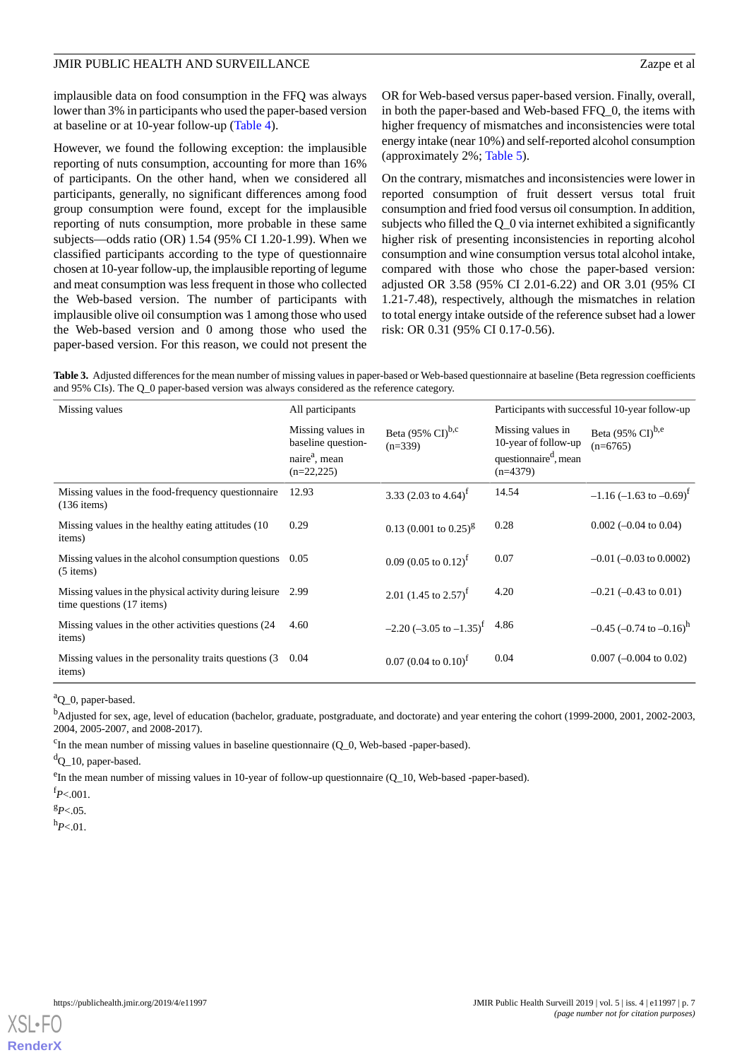implausible data on food consumption in the FFQ was always lower than 3% in participants who used the paper-based version at baseline or at 10-year follow-up (Table 4).

However, we found the following exception: the implausible reporting of nuts consumption, accounting for more than 16% of participants. On the other hand, when we considered all participants, generally, no significant differences among food group consumption were found, except for the implausible reporting of nuts consumption, more probable in these same subjects—odds ratio (OR) 1.54 (95% CI 1.20-1.99). When we classified participants according to the type of questionnaire chosen at 10-year follow-up, the implausible reporting of legume and meat consumption was less frequent in those who collected the Web-based version. The number of participants with implausible olive oil consumption was 1 among those who used the Web-based version and 0 among those who used the paper-based version. For this reason, we could not present the OR for Web-based versus paper-based version. Finally, overall, in both the paper-based and Web-based FFQ_0, the items with higher frequency of mismatches and inconsistencies were total energy intake (near 10%) and self-reported alcohol consumption (approximately 2%; Table 5).

On the contrary, mismatches and inconsistencies were lower in reported consumption of fruit dessert versus total fruit consumption and fried food versus oil consumption. In addition, subjects who filled the Q_0 via internet exhibited a significantly higher risk of presenting inconsistencies in reporting alcohol consumption and wine consumption versus total alcohol intake, compared with those who chose the paper-based version: adjusted OR 3.58 (95% CI 2.01-6.22) and OR 3.01 (95% CI 1.21-7.48), respectively, although the mismatches in relation to total energy intake outside of the reference subset had a lower risk: OR 0.31 (95% CI 0.17-0.56).

**Table 3.** Adjusted differences for the mean number of missing values in paper-based or Web-based questionnaire at baseline (Beta regression coefficients and 95% CIs). The Q_0 paper-based version was always considered as the reference category.

| Missing values | All participants | | Participants with successful 10-year follow-up | |
|---|---|---|---|---|
| | Missing values in baseline questionnaire[a], mean (n=22,225) | Beta (95% CI)[b,c] (n=339) | Missing values in 10-year of follow-up questionnaire[d], mean (n=4379) | Beta (95% CI)[b,e] (n=6765) |
| Missing values in the food-frequency questionnaire (136 items) | 12.93 | 3.33 (2.03 to 4.64)[f] | 14.54 | –1.16 (–1.63 to –0.69)[f] |
| Missing values in the healthy eating attitudes (10 items) | 0.29 | 0.13 (0.001 to 0.25)[g] | 0.28 | 0.002 (–0.04 to 0.04) |
| Missing values in the alcohol consumption questions (5 items) | 0.05 | 0.09 (0.05 to 0.12)[f] | 0.07 | –0.01 (–0.03 to 0.0002) |
| Missing values in the physical activity during leisure time questions (17 items) | 2.99 | 2.01 (1.45 to 2.57)[f] | 4.20 | –0.21 (–0.43 to 0.01) |
| Missing values in the other activities questions (24 items) | 4.60 | –2.20 (–3.05 to –1.35)[f] | 4.86 | –0.45 (–0.74 to –0.16)[h] |
| Missing values in the personality traits questions (3 items) | 0.04 | 0.07 (0.04 to 0.10)[f] | 0.04 | 0.007 (–0.004 to 0.02) |

[a]Q_0, paper-based.

[b]Adjusted for sex, age, level of education (bachelor, graduate, postgraduate, and doctorate) and year entering the cohort (1999-2000, 2001, 2002-2003, 2004, 2005-2007, and 2008-2017).

[c]In the mean number of missing values in baseline questionnaire (Q_0, Web-based -paper-based).

[d]Q_10, paper-based.

[e]In the mean number of missing values in 10-year of follow-up questionnaire (Q_10, Web-based -paper-based).

[f]$P<.001$.

[g]$P<.05$.

[h]$P<.01$.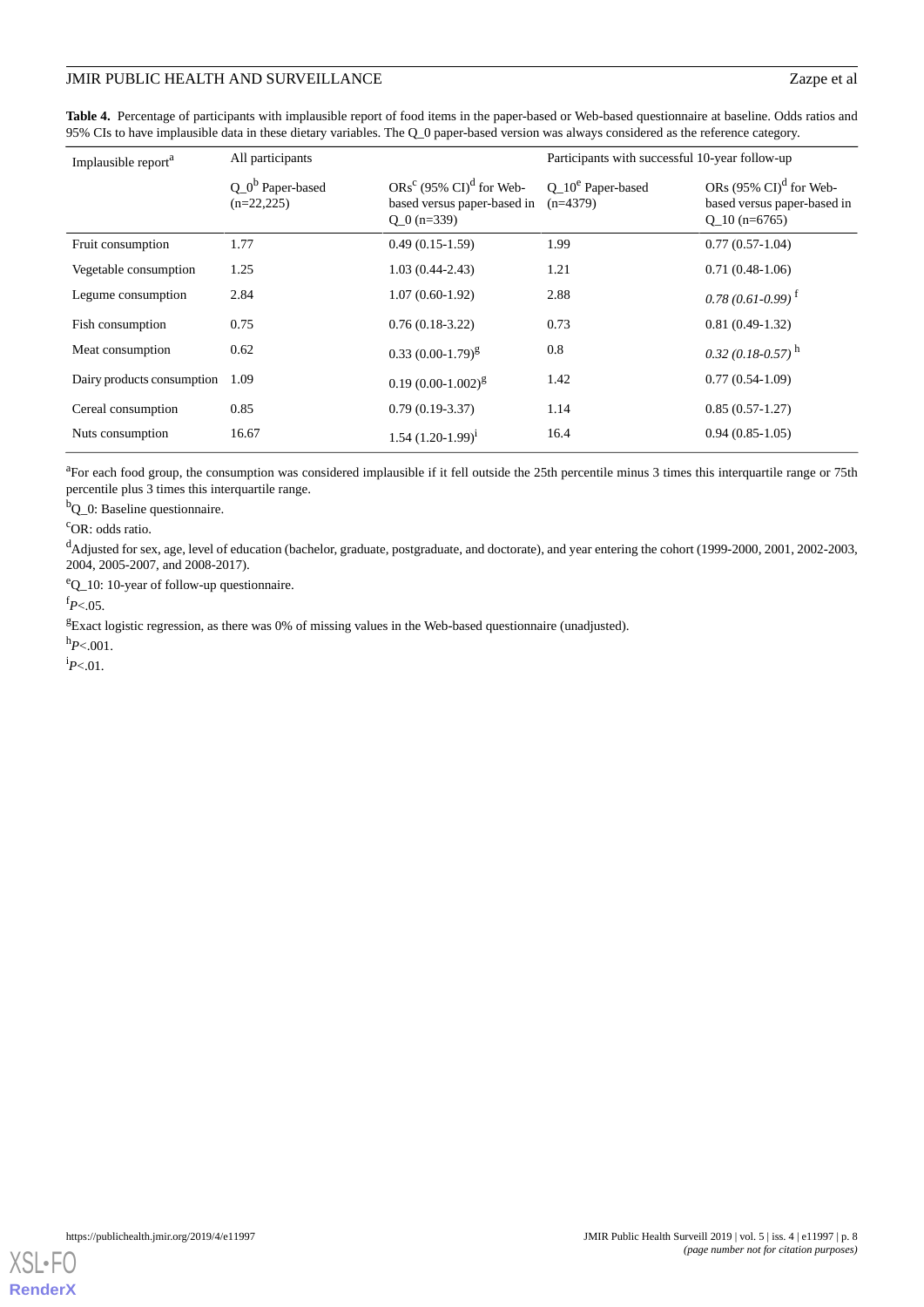**Table 4.** Percentage of participants with implausible report of food items in the paper-based or Web-based questionnaire at baseline. Odds ratios and 95% CIs to have implausible data in these dietary variables. The Q_0 paper-based version was always considered as the reference category.

| Implausible report[a] | All participants | | Participants with successful 10-year follow-up | |
|---|---|---|---|---|
| | Q_0[b] Paper-based (n=22,225) | ORs[c] (95% CI)[d] for Web-based versus paper-based in Q_0 (n=339) | Q_10[e] Paper-based (n=4379) | ORs (95% CI)[d] for Web-based versus paper-based in Q_10 (n=6765) |
| Fruit consumption | 1.77 | 0.49 (0.15-1.59) | 1.99 | 0.77 (0.57-1.04) |
| Vegetable consumption | 1.25 | 1.03 (0.44-2.43) | 1.21 | 0.71 (0.48-1.06) |
| Legume consumption | 2.84 | 1.07 (0.60-1.92) | 2.88 | *0.78 (0.61-0.99)* [f] |
| Fish consumption | 0.75 | 0.76 (0.18-3.22) | 0.73 | 0.81 (0.49-1.32) |
| Meat consumption | 0.62 | 0.33 (0.00-1.79)[g] | 0.8 | *0.32 (0.18-0.57)* [h] |
| Dairy products consumption | 1.09 | 0.19 (0.00-1.002)[g] | 1.42 | 0.77 (0.54-1.09) |
| Cereal consumption | 0.85 | 0.79 (0.19-3.37) | 1.14 | 0.85 (0.57-1.27) |
| Nuts consumption | 16.67 | 1.54 (1.20-1.99)[i] | 16.4 | 0.94 (0.85-1.05) |

[a]For each food group, the consumption was considered implausible if it fell outside the 25th percentile minus 3 times this interquartile range or 75th percentile plus 3 times this interquartile range.

[b]Q_0: Baseline questionnaire.

[c]OR: odds ratio.

[d]Adjusted for sex, age, level of education (bachelor, graduate, postgraduate, and doctorate), and year entering the cohort (1999-2000, 2001, 2002-2003, 2004, 2005-2007, and 2008-2017).

[e]Q_10: 10-year of follow-up questionnaire.

[f]*P*<.05.

[g]Exact logistic regression, as there was 0% of missing values in the Web-based questionnaire (unadjusted).

[h]*P*<.001.

[i]*P*<.01.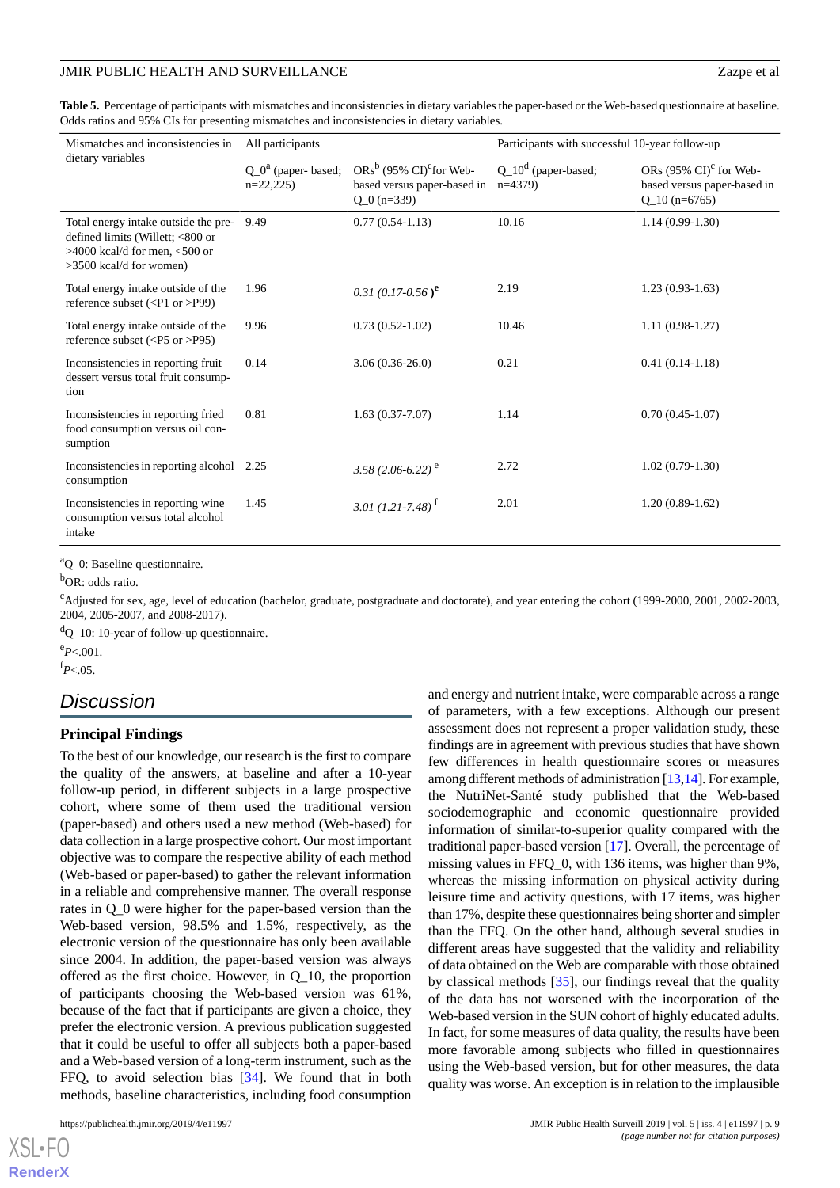**Table 5.** Percentage of participants with mismatches and inconsistencies in dietary variables the paper-based or the Web-based questionnaire at baseline. Odds ratios and 95% CIs for presenting mismatches and inconsistencies in dietary variables.

| Mismatches and inconsistencies in dietary variables | All participants | | Participants with successful 10-year follow-up | |
|---|---|---|---|---|
| | Q_0[a] (paper- based; n=22,225) | ORs[b] (95% CI)[c] for Web-based versus paper-based in Q_0 (n=339) | Q_10[d] (paper-based; n=4379) | ORs (95% CI)[c] for Web-based versus paper-based in Q_10 (n=6765) |
| Total energy intake outside the pre-defined limits (Willett; <800 or >4000 kcal/d for men, <500 or >3500 kcal/d for women) | 9.49 | 0.77 (0.54-1.13) | 10.16 | 1.14 (0.99-1.30) |
| Total energy intake outside of the reference subset (<P1 or >P99) | 1.96 | *0.31 (0.17-0.56 )*[e] | 2.19 | 1.23 (0.93-1.63) |
| Total energy intake outside of the reference subset (<P5 or >P95) | 9.96 | 0.73 (0.52-1.02) | 10.46 | 1.11 (0.98-1.27) |
| Inconsistencies in reporting fruit dessert versus total fruit consumption | 0.14 | 3.06 (0.36-26.0) | 0.21 | 0.41 (0.14-1.18) |
| Inconsistencies in reporting fried food consumption versus oil consumption | 0.81 | 1.63 (0.37-7.07) | 1.14 | 0.70 (0.45-1.07) |
| Inconsistencies in reporting alcohol consumption | 2.25 | *3.58 (2.06-6.22)*[e] | 2.72 | 1.02 (0.79-1.30) |
| Inconsistencies in reporting wine consumption versus total alcohol intake | 1.45 | *3.01 (1.21-7.48)*[f] | 2.01 | 1.20 (0.89-1.62) |

[a]Q_0: Baseline questionnaire.

[b]OR: odds ratio.

[c]Adjusted for sex, age, level of education (bachelor, graduate, postgraduate and doctorate), and year entering the cohort (1999-2000, 2001, 2002-2003, 2004, 2005-2007, and 2008-2017).

[d]Q_10: 10-year of follow-up questionnaire.

[e]*P*<.001.

[f]*P*<.05.

## Discussion

### Principal Findings

To the best of our knowledge, our research is the first to compare the quality of the answers, at baseline and after a 10-year follow-up period, in different subjects in a large prospective cohort, where some of them used the traditional version (paper-based) and others used a new method (Web-based) for data collection in a large prospective cohort. Our most important objective was to compare the respective ability of each method (Web-based or paper-based) to gather the relevant information in a reliable and comprehensive manner. The overall response rates in Q_0 were higher for the paper-based version than the Web-based version, 98.5% and 1.5%, respectively, as the electronic version of the questionnaire has only been available since 2004. In addition, the paper-based version was always offered as the first choice. However, in Q_10, the proportion of participants choosing the Web-based version was 61%, because of the fact that if participants are given a choice, they prefer the electronic version. A previous publication suggested that it could be useful to offer all subjects both a paper-based and a Web-based version of a long-term instrument, such as the FFQ, to avoid selection bias [34]. We found that in both methods, baseline characteristics, including food consumption and energy and nutrient intake, were comparable across a range of parameters, with a few exceptions. Although our present assessment does not represent a proper validation study, these findings are in agreement with previous studies that have shown few differences in health questionnaire scores or measures among different methods of administration [13,14]. For example, the NutriNet-Santé study published that the Web-based sociodemographic and economic questionnaire provided information of similar-to-superior quality compared with the traditional paper-based version [17]. Overall, the percentage of missing values in FFQ_0, with 136 items, was higher than 9%, whereas the missing information on physical activity during leisure time and activity questions, with 17 items, was higher than 17%, despite these questionnaires being shorter and simpler than the FFQ. On the other hand, although several studies in different areas have suggested that the validity and reliability of data obtained on the Web are comparable with those obtained by classical methods [35], our findings reveal that the quality of the data has not worsened with the incorporation of the Web-based version in the SUN cohort of highly educated adults. In fact, for some measures of data quality, the results have been more favorable among subjects who filled in questionnaires using the Web-based version, but for other measures, the data quality was worse. An exception is in relation to the implausible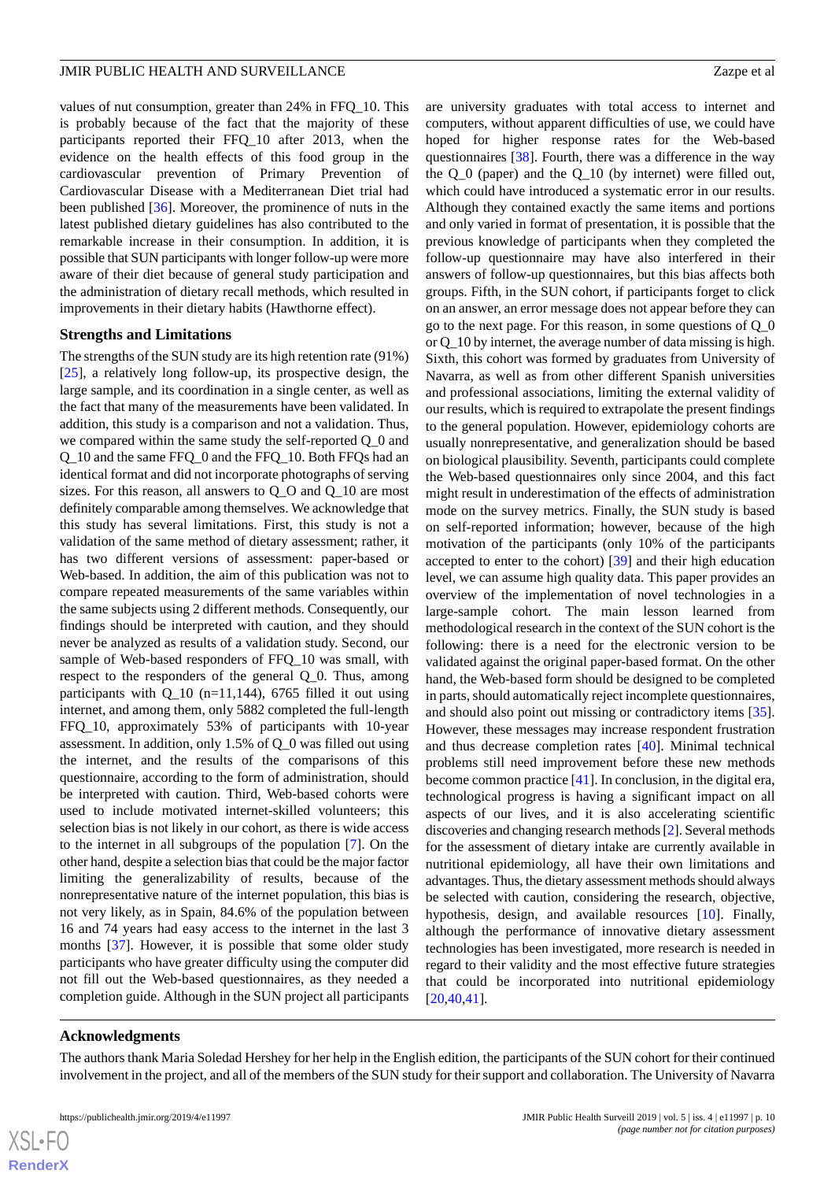values of nut consumption, greater than 24% in FFQ_10. This is probably because of the fact that the majority of these participants reported their FFQ_10 after 2013, when the evidence on the health effects of this food group in the cardiovascular prevention of Primary Prevention of Cardiovascular Disease with a Mediterranean Diet trial had been published [36]. Moreover, the prominence of nuts in the latest published dietary guidelines has also contributed to the remarkable increase in their consumption. In addition, it is possible that SUN participants with longer follow-up were more aware of their diet because of general study participation and the administration of dietary recall methods, which resulted in improvements in their dietary habits (Hawthorne effect).

### Strengths and Limitations

The strengths of the SUN study are its high retention rate (91%) [25], a relatively long follow-up, its prospective design, the large sample, and its coordination in a single center, as well as the fact that many of the measurements have been validated. In addition, this study is a comparison and not a validation. Thus, we compared within the same study the self-reported Q_0 and Q_10 and the same FFQ_0 and the FFQ_10. Both FFQs had an identical format and did not incorporate photographs of serving sizes. For this reason, all answers to Q_O and Q_10 are most definitely comparable among themselves. We acknowledge that this study has several limitations. First, this study is not a validation of the same method of dietary assessment; rather, it has two different versions of assessment: paper-based or Web-based. In addition, the aim of this publication was not to compare repeated measurements of the same variables within the same subjects using 2 different methods. Consequently, our findings should be interpreted with caution, and they should never be analyzed as results of a validation study. Second, our sample of Web-based responders of FFQ_10 was small, with respect to the responders of the general Q_0. Thus, among participants with Q_10 (n=11,144), 6765 filled it out using internet, and among them, only 5882 completed the full-length FFQ_10, approximately 53% of participants with 10-year assessment. In addition, only 1.5% of Q_0 was filled out using the internet, and the results of the comparisons of this questionnaire, according to the form of administration, should be interpreted with caution. Third, Web-based cohorts were used to include motivated internet-skilled volunteers; this selection bias is not likely in our cohort, as there is wide access to the internet in all subgroups of the population [7]. On the other hand, despite a selection bias that could be the major factor limiting the generalizability of results, because of the nonrepresentative nature of the internet population, this bias is not very likely, as in Spain, 84.6% of the population between 16 and 74 years had easy access to the internet in the last 3 months [37]. However, it is possible that some older study participants who have greater difficulty using the computer did not fill out the Web-based questionnaires, as they needed a completion guide. Although in the SUN project all participants are university graduates with total access to internet and computers, without apparent difficulties of use, we could have hoped for higher response rates for the Web-based questionnaires [38]. Fourth, there was a difference in the way the Q_0 (paper) and the Q_10 (by internet) were filled out, which could have introduced a systematic error in our results. Although they contained exactly the same items and portions and only varied in format of presentation, it is possible that the previous knowledge of participants when they completed the follow-up questionnaire may have also interfered in their answers of follow-up questionnaires, but this bias affects both groups. Fifth, in the SUN cohort, if participants forget to click on an answer, an error message does not appear before they can go to the next page. For this reason, in some questions of Q_0 or Q_10 by internet, the average number of data missing is high. Sixth, this cohort was formed by graduates from University of Navarra, as well as from other different Spanish universities and professional associations, limiting the external validity of our results, which is required to extrapolate the present findings to the general population. However, epidemiology cohorts are usually nonrepresentative, and generalization should be based on biological plausibility. Seventh, participants could complete the Web-based questionnaires only since 2004, and this fact might result in underestimation of the effects of administration mode on the survey metrics. Finally, the SUN study is based on self-reported information; however, because of the high motivation of the participants (only 10% of the participants accepted to enter to the cohort) [39] and their high education level, we can assume high quality data. This paper provides an overview of the implementation of novel technologies in a large-sample cohort. The main lesson learned from methodological research in the context of the SUN cohort is the following: there is a need for the electronic version to be validated against the original paper-based format. On the other hand, the Web-based form should be designed to be completed in parts, should automatically reject incomplete questionnaires, and should also point out missing or contradictory items [35]. However, these messages may increase respondent frustration and thus decrease completion rates [40]. Minimal technical problems still need improvement before these new methods become common practice [41]. In conclusion, in the digital era, technological progress is having a significant impact on all aspects of our lives, and it is also accelerating scientific discoveries and changing research methods [2]. Several methods for the assessment of dietary intake are currently available in nutritional epidemiology, all have their own limitations and advantages. Thus, the dietary assessment methods should always be selected with caution, considering the research, objective, hypothesis, design, and available resources [10]. Finally, although the performance of innovative dietary assessment technologies has been investigated, more research is needed in regard to their validity and the most effective future strategies that could be incorporated into nutritional epidemiology [20,40,41].

## Acknowledgments

The authors thank Maria Soledad Hershey for her help in the English edition, the participants of the SUN cohort for their continued involvement in the project, and all of the members of the SUN study for their support and collaboration. The University of Navarra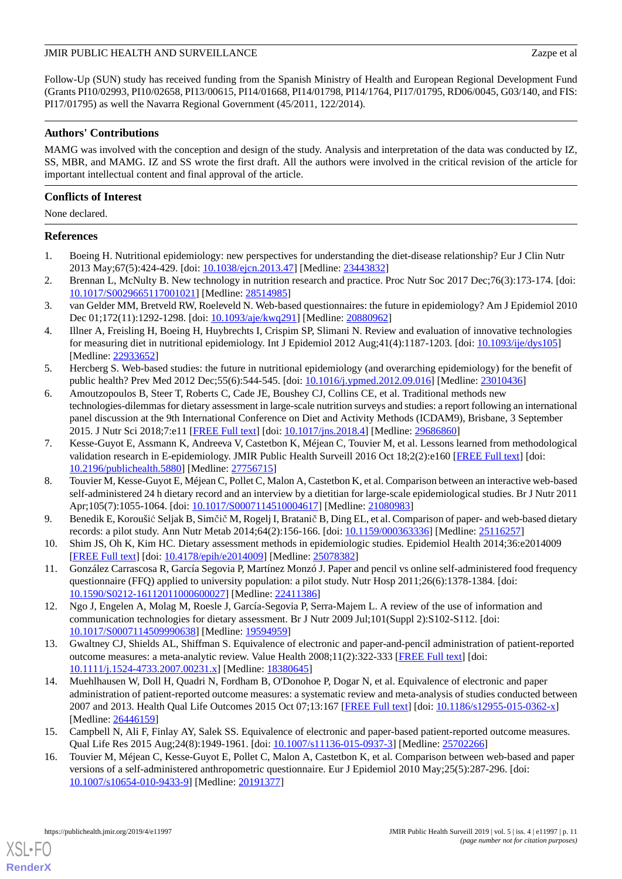Follow-Up (SUN) study has received funding from the Spanish Ministry of Health and European Regional Development Fund (Grants PI10/02993, PI10/02658, PI13/00615, PI14/01668, PI14/01798, PI14/1764, PI17/01795, RD06/0045, G03/140, and FIS: PI17/01795) as well the Navarra Regional Government (45/2011, 122/2014).

## Authors' Contributions

MAMG was involved with the conception and design of the study. Analysis and interpretation of the data was conducted by IZ, SS, MBR, and MAMG. IZ and SS wrote the first draft. All the authors were involved in the critical revision of the article for important intellectual content and final approval of the article.

## Conflicts of Interest

None declared.

## References

1. Boeing H. Nutritional epidemiology: new perspectives for understanding the diet-disease relationship? Eur J Clin Nutr 2013 May;67(5):424-429. [doi: 10.1038/ejcn.2013.47] [Medline: 23443832]
2. Brennan L, McNulty B. New technology in nutrition research and practice. Proc Nutr Soc 2017 Dec;76(3):173-174. [doi: 10.1017/S0029665117001021] [Medline: 28514985]
3. van Gelder MM, Bretveld RW, Roeleveld N. Web-based questionnaires: the future in epidemiology? Am J Epidemiol 2010 Dec 01;172(11):1292-1298. [doi: 10.1093/aje/kwq291] [Medline: 20880962]
4. Illner A, Freisling H, Boeing H, Huybrechts I, Crispim SP, Slimani N. Review and evaluation of innovative technologies for measuring diet in nutritional epidemiology. Int J Epidemiol 2012 Aug;41(4):1187-1203. [doi: 10.1093/ije/dys105] [Medline: 22933652]
5. Hercberg S. Web-based studies: the future in nutritional epidemiology (and overarching epidemiology) for the benefit of public health? Prev Med 2012 Dec;55(6):544-545. [doi: 10.1016/j.ypmed.2012.09.016] [Medline: 23010436]
6. Amoutzopoulos B, Steer T, Roberts C, Cade JE, Boushey CJ, Collins CE, et al. Traditional methods new technologies-dilemmas for dietary assessment in large-scale nutrition surveys and studies: a report following an international panel discussion at the 9th International Conference on Diet and Activity Methods (ICDAM9), Brisbane, 3 September 2015. J Nutr Sci 2018;7:e11 [FREE Full text] [doi: 10.1017/jns.2018.4] [Medline: 29686860]
7. Kesse-Guyot E, Assmann K, Andreeva V, Castetbon K, Méjean C, Touvier M, et al. Lessons learned from methodological validation research in E-epidemiology. JMIR Public Health Surveill 2016 Oct 18;2(2):e160 [FREE Full text] [doi: 10.2196/publichealth.5880] [Medline: 27756715]
8. Touvier M, Kesse-Guyot E, Méjean C, Pollet C, Malon A, Castetbon K, et al. Comparison between an interactive web-based self-administered 24 h dietary record and an interview by a dietitian for large-scale epidemiological studies. Br J Nutr 2011 Apr;105(7):1055-1064. [doi: 10.1017/S0007114510004617] [Medline: 21080983]
9. Benedik E, Koroušić Seljak B, Simčič M, Rogelj I, Bratanič B, Ding EL, et al. Comparison of paper- and web-based dietary records: a pilot study. Ann Nutr Metab 2014;64(2):156-166. [doi: 10.1159/000363336] [Medline: 25116257]
10. Shim JS, Oh K, Kim HC. Dietary assessment methods in epidemiologic studies. Epidemiol Health 2014;36:e2014009 [FREE Full text] [doi: 10.4178/epih/e2014009] [Medline: 25078382]
11. González Carrascosa R, García Segovia P, Martínez Monzó J. Paper and pencil vs online self-administered food frequency questionnaire (FFQ) applied to university population: a pilot study. Nutr Hosp 2011;26(6):1378-1384. [doi: 10.1590/S0212-16112011000600027] [Medline: 22411386]
12. Ngo J, Engelen A, Molag M, Roesle J, García-Segovia P, Serra-Majem L. A review of the use of information and communication technologies for dietary assessment. Br J Nutr 2009 Jul;101(Suppl 2):S102-S112. [doi: 10.1017/S0007114509990638] [Medline: 19594959]
13. Gwaltney CJ, Shields AL, Shiffman S. Equivalence of electronic and paper-and-pencil administration of patient-reported outcome measures: a meta-analytic review. Value Health 2008;11(2):322-333 [FREE Full text] [doi: 10.1111/j.1524-4733.2007.00231.x] [Medline: 18380645]
14. Muehlhausen W, Doll H, Quadri N, Fordham B, O'Donohoe P, Dogar N, et al. Equivalence of electronic and paper administration of patient-reported outcome measures: a systematic review and meta-analysis of studies conducted between 2007 and 2013. Health Qual Life Outcomes 2015 Oct 07;13:167 [FREE Full text] [doi: 10.1186/s12955-015-0362-x] [Medline: 26446159]
15. Campbell N, Ali F, Finlay AY, Salek SS. Equivalence of electronic and paper-based patient-reported outcome measures. Qual Life Res 2015 Aug;24(8):1949-1961. [doi: 10.1007/s11136-015-0937-3] [Medline: 25702266]
16. Touvier M, Méjean C, Kesse-Guyot E, Pollet C, Malon A, Castetbon K, et al. Comparison between web-based and paper versions of a self-administered anthropometric questionnaire. Eur J Epidemiol 2010 May;25(5):287-296. [doi: 10.1007/s10654-010-9433-9] [Medline: 20191377]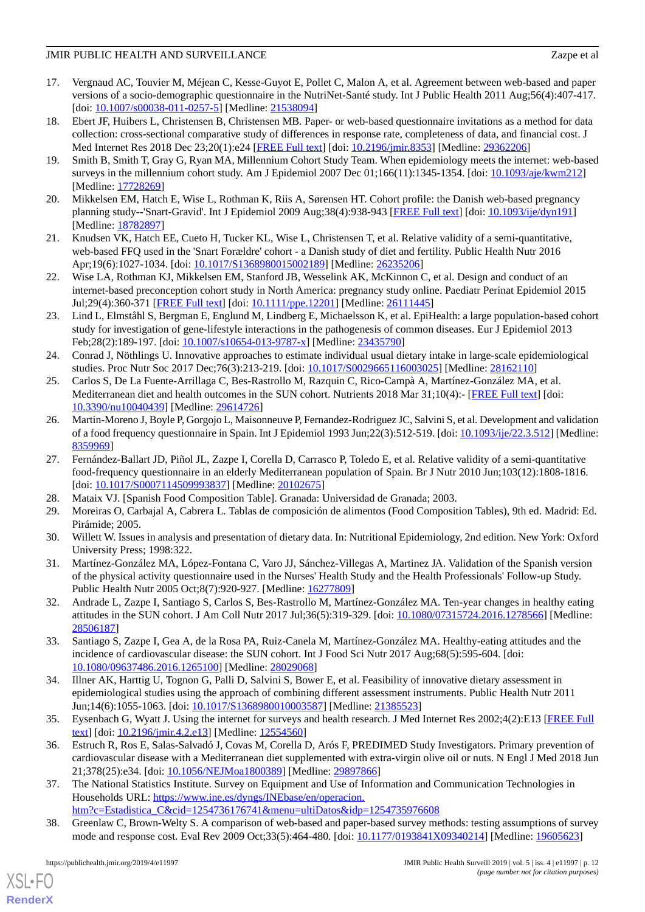17. Vergnaud AC, Touvier M, Méjean C, Kesse-Guyot E, Pollet C, Malon A, et al. Agreement between web-based and paper versions of a socio-demographic questionnaire in the NutriNet-Santé study. Int J Public Health 2011 Aug;56(4):407-417. [doi: 10.1007/s00038-011-0257-5] [Medline: 21538094]
18. Ebert JF, Huibers L, Christensen B, Christensen MB. Paper- or web-based questionnaire invitations as a method for data collection: cross-sectional comparative study of differences in response rate, completeness of data, and financial cost. J Med Internet Res 2018 Dec 23;20(1):e24 [FREE Full text] [doi: 10.2196/jmir.8353] [Medline: 29362206]
19. Smith B, Smith T, Gray G, Ryan MA, Millennium Cohort Study Team. When epidemiology meets the internet: web-based surveys in the millennium cohort study. Am J Epidemiol 2007 Dec 01;166(11):1345-1354. [doi: 10.1093/aje/kwm212] [Medline: 17728269]
20. Mikkelsen EM, Hatch E, Wise L, Rothman K, Riis A, Sørensen HT. Cohort profile: the Danish web-based pregnancy planning study--'Snart-Gravid'. Int J Epidemiol 2009 Aug;38(4):938-943 [FREE Full text] [doi: 10.1093/ije/dyn191] [Medline: 18782897]
21. Knudsen VK, Hatch EE, Cueto H, Tucker KL, Wise L, Christensen T, et al. Relative validity of a semi-quantitative, web-based FFQ used in the 'Snart Forældre' cohort - a Danish study of diet and fertility. Public Health Nutr 2016 Apr;19(6):1027-1034. [doi: 10.1017/S1368980015002189] [Medline: 26235206]
22. Wise LA, Rothman KJ, Mikkelsen EM, Stanford JB, Wesselink AK, McKinnon C, et al. Design and conduct of an internet-based preconception cohort study in North America: pregnancy study online. Paediatr Perinat Epidemiol 2015 Jul;29(4):360-371 [FREE Full text] [doi: 10.1111/ppe.12201] [Medline: 26111445]
23. Lind L, Elmståhl S, Bergman E, Englund M, Lindberg E, Michaelsson K, et al. EpiHealth: a large population-based cohort study for investigation of gene-lifestyle interactions in the pathogenesis of common diseases. Eur J Epidemiol 2013 Feb;28(2):189-197. [doi: 10.1007/s10654-013-9787-x] [Medline: 23435790]
24. Conrad J, Nöthlings U. Innovative approaches to estimate individual usual dietary intake in large-scale epidemiological studies. Proc Nutr Soc 2017 Dec;76(3):213-219. [doi: 10.1017/S0029665116003025] [Medline: 28162110]
25. Carlos S, De La Fuente-Arrillaga C, Bes-Rastrollo M, Razquin C, Rico-Campà A, Martínez-González MA, et al. Mediterranean diet and health outcomes in the SUN cohort. Nutrients 2018 Mar 31;10(4):- [FREE Full text] [doi: 10.3390/nu10040439] [Medline: 29614726]
26. Martin-Moreno J, Boyle P, Gorgojo L, Maisonneuve P, Fernandez-Rodriguez JC, Salvini S, et al. Development and validation of a food frequency questionnaire in Spain. Int J Epidemiol 1993 Jun;22(3):512-519. [doi: 10.1093/ije/22.3.512] [Medline: 8359969]
27. Fernández-Ballart JD, Piñol JL, Zazpe I, Corella D, Carrasco P, Toledo E, et al. Relative validity of a semi-quantitative food-frequency questionnaire in an elderly Mediterranean population of Spain. Br J Nutr 2010 Jun;103(12):1808-1816. [doi: 10.1017/S0007114509993837] [Medline: 20102675]
28. Mataix VJ. [Spanish Food Composition Table]. Granada: Universidad de Granada; 2003.
29. Moreiras O, Carbajal A, Cabrera L. Tablas de composición de alimentos (Food Composition Tables), 9th ed. Madrid: Ed. Pirámide; 2005.
30. Willett W. Issues in analysis and presentation of dietary data. In: Nutritional Epidemiology, 2nd edition. New York: Oxford University Press; 1998:322.
31. Martínez-González MA, López-Fontana C, Varo JJ, Sánchez-Villegas A, Martinez JA. Validation of the Spanish version of the physical activity questionnaire used in the Nurses' Health Study and the Health Professionals' Follow-up Study. Public Health Nutr 2005 Oct;8(7):920-927. [Medline: 16277809]
32. Andrade L, Zazpe I, Santiago S, Carlos S, Bes-Rastrollo M, Martínez-González MA. Ten-year changes in healthy eating attitudes in the SUN cohort. J Am Coll Nutr 2017 Jul;36(5):319-329. [doi: 10.1080/07315724.2016.1278566] [Medline: 28506187]
33. Santiago S, Zazpe I, Gea A, de la Rosa PA, Ruiz-Canela M, Martínez-González MA. Healthy-eating attitudes and the incidence of cardiovascular disease: the SUN cohort. Int J Food Sci Nutr 2017 Aug;68(5):595-604. [doi: 10.1080/09637486.2016.1265100] [Medline: 28029068]
34. Illner AK, Harttig U, Tognon G, Palli D, Salvini S, Bower E, et al. Feasibility of innovative dietary assessment in epidemiological studies using the approach of combining different assessment instruments. Public Health Nutr 2011 Jun;14(6):1055-1063. [doi: 10.1017/S1368980010003587] [Medline: 21385523]
35. Eysenbach G, Wyatt J. Using the internet for surveys and health research. J Med Internet Res 2002;4(2):E13 [FREE Full text] [doi: 10.2196/jmir.4.2.e13] [Medline: 12554560]
36. Estruch R, Ros E, Salas-Salvadó J, Covas M, Corella D, Arós F, PREDIMED Study Investigators. Primary prevention of cardiovascular disease with a Mediterranean diet supplemented with extra-virgin olive oil or nuts. N Engl J Med 2018 Jun 21;378(25):e34. [doi: 10.1056/NEJMoa1800389] [Medline: 29897866]
37. The National Statistics Institute. Survey on Equipment and Use of Information and Communication Technologies in Households URL: https://www.ine.es/dyngs/INEbase/en/operacion.htm?c=Estadistica_C&cid=1254736176741&menu=ultiDatos&idp=1254735976608
38. Greenlaw C, Brown-Welty S. A comparison of web-based and paper-based survey methods: testing assumptions of survey mode and response cost. Eval Rev 2009 Oct;33(5):464-480. [doi: 10.1177/0193841X09340214] [Medline: 19605623]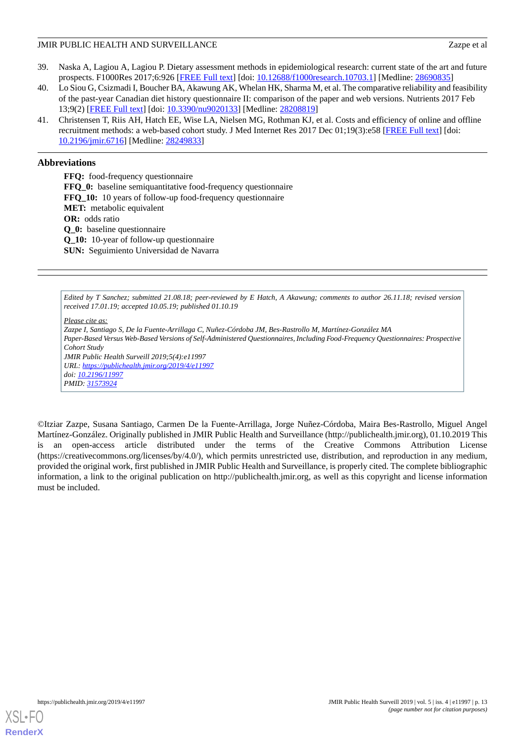39. Naska A, Lagiou A, Lagiou P. Dietary assessment methods in epidemiological research: current state of the art and future prospects. F1000Res 2017;6:926 [FREE Full text] [doi: 10.12688/f1000research.10703.1] [Medline: 28690835]
40. Lo Siou G, Csizmadi I, Boucher BA, Akawung AK, Whelan HK, Sharma M, et al. The comparative reliability and feasibility of the past-year Canadian diet history questionnaire II: comparison of the paper and web versions. Nutrients 2017 Feb 13;9(2) [FREE Full text] [doi: 10.3390/nu9020133] [Medline: 28208819]
41. Christensen T, Riis AH, Hatch EE, Wise LA, Nielsen MG, Rothman KJ, et al. Costs and efficiency of online and offline recruitment methods: a web-based cohort study. J Med Internet Res 2017 Dec 01;19(3):e58 [FREE Full text] [doi: 10.2196/jmir.6716] [Medline: 28249833]

## Abbreviations

**FFQ:** food-frequency questionnaire
**FFQ_0:** baseline semiquantitative food-frequency questionnaire
**FFQ_10:** 10 years of follow-up food-frequency questionnaire
**MET:** metabolic equivalent
**OR:** odds ratio
**Q_0:** baseline questionnaire
**Q_10:** 10-year of follow-up questionnaire
**SUN:** Seguimiento Universidad de Navarra

*Edited by T Sanchez; submitted 21.08.18; peer-reviewed by E Hatch, A Akawung; comments to author 26.11.18; revised version received 17.01.19; accepted 10.05.19; published 01.10.19*

*Please cite as:*
*Zazpe I, Santiago S, De la Fuente-Arrillaga C, Nuñez-Córdoba JM, Bes-Rastrollo M, Martínez-González MA*
*Paper-Based Versus Web-Based Versions of Self-Administered Questionnaires, Including Food-Frequency Questionnaires: Prospective Cohort Study*
*JMIR Public Health Surveill 2019;5(4):e11997*
*URL: https://publichealth.jmir.org/2019/4/e11997*
*doi: 10.2196/11997*
*PMID: 31573924*

©Itziar Zazpe, Susana Santiago, Carmen De la Fuente-Arrillaga, Jorge Nuñez-Córdoba, Maira Bes-Rastrollo, Miguel Angel Martínez-González. Originally published in JMIR Public Health and Surveillance (http://publichealth.jmir.org), 01.10.2019 This is an open-access article distributed under the terms of the Creative Commons Attribution License (https://creativecommons.org/licenses/by/4.0/), which permits unrestricted use, distribution, and reproduction in any medium, provided the original work, first published in JMIR Public Health and Surveillance, is properly cited. The complete bibliographic information, a link to the original publication on http://publichealth.jmir.org, as well as this copyright and license information must be included.